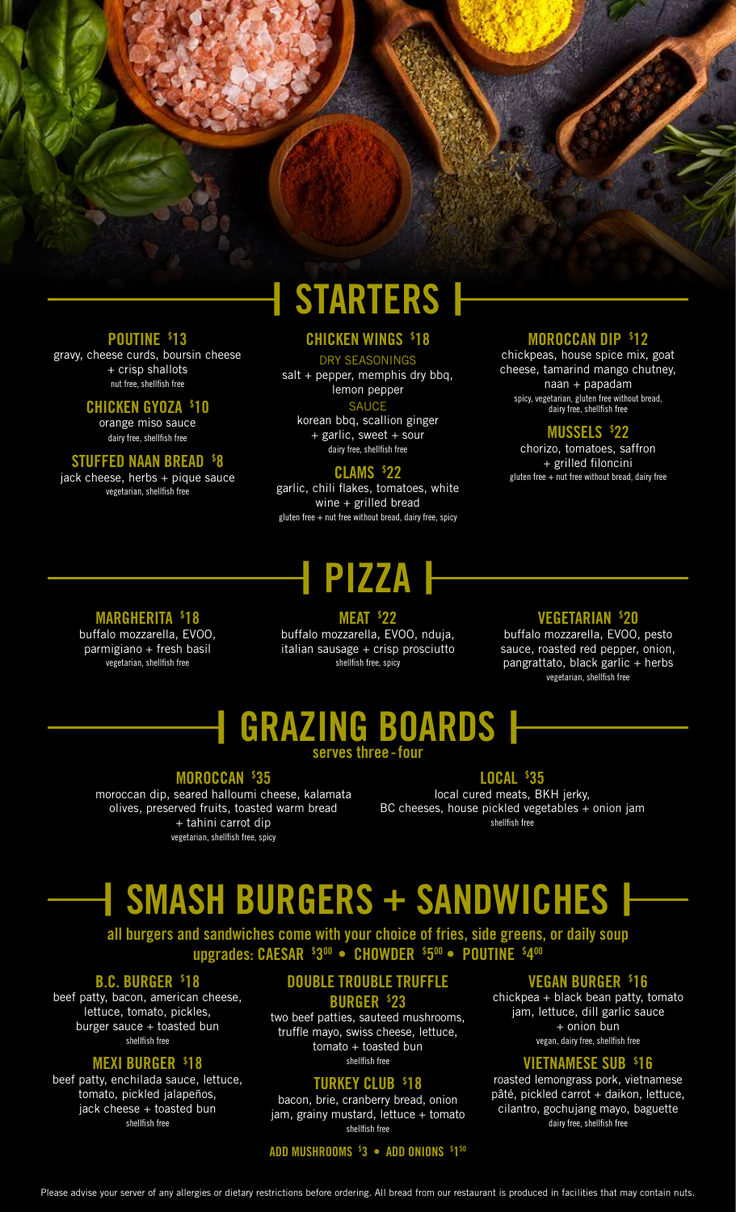# STARTERS

### POUTINE $13
gravy, cheese curds, boursin cheese + crisp shallots
nut free, shellfish free

### CHICKEN GYOZA $10
orange miso sauce
dairy free, shellfish free

### STUFFED NAAN BREAD $8
jack cheese, herbs + pique sauce
vegetarian, shellfish free

### CHICKEN WINGS $18
DRY SEASONINGS
salt + pepper, memphis dry bbq, lemon pepper
SAUCE
korean bbq, scallion ginger + garlic, sweet + sour
dairy free, shellfish free

### CLAMS $22
garlic, chili flakes, tomatoes, white wine + grilled bread
gluten free + nut free without bread, dairy free, spicy

### MOROCCAN DIP $12
chickpeas, house spice mix, goat cheese, tamarind mango chutney, naan + papadam
spicy, vegetarian, gluten free without bread, dairy free, shellfish free

### MUSSELS $22
chorizo, tomatoes, saffron + grilled filoncini
gluten free + nut free without bread, dairy free

# PIZZA

### MARGHERITA $18
buffalo mozzarella, EVOO, parmigiano + fresh basil
vegetarian, shellfish free

### MEAT $22
buffalo mozzarella, EVOO, nduja, italian sausage + crisp prosciutto
shellfish free, spicy

### VEGETARIAN $20
buffalo mozzarella, EVOO, pesto sauce, roasted red pepper, onion, pangrattato, black garlic + herbs
vegetarian, shellfish free

# GRAZING BOARDS
**serves three-four**

### MOROCCAN $35
moroccan dip, seared halloumi cheese, kalamata olives, preserved fruits, toasted warm bread + tahini carrot dip
vegetarian, shellfish free, spicy

### LOCAL $35
local cured meats, BKH jerky, BC cheeses, house pickled vegetables + onion jam
shellfish free

# SMASH BURGERS + SANDWICHES

**all burgers and sandwiches come with your choice of fries, side greens, or daily soup**
**upgrades: CAESAR $3.00 • CHOWDER $5.00 • POUTINE $4.00**

### B.C. BURGER $18
beef patty, bacon, american cheese, lettuce, tomato, pickles, burger sauce + toasted bun
shellfish free

### MEXI BURGER $18
beef patty, enchilada sauce, lettuce, tomato, pickled jalapeños, jack cheese + toasted bun
shellfish free

### DOUBLE TROUBLE TRUFFLE BURGER $23
two beef patties, sauteed mushrooms, truffle mayo, swiss cheese, lettuce, tomato + toasted bun
shellfish free

### TURKEY CLUB $18
bacon, brie, cranberry bread, onion jam, grainy mustard, lettuce + tomato
shellfish free

**ADD MUSHROOMS $3 • ADD ONIONS $1.50**

### VEGAN BURGER $16
chickpea + black bean patty, tomato jam, lettuce, dill garlic sauce + onion bun
vegan, dairy free, shellfish free

### VIETNAMESE SUB $16
roasted lemongrass pork, vietnamese pâté, pickled carrot + daikon, lettuce, cilantro, gochujang mayo, baguette
dairy free, shellfish free

Please advise your server of any allergies or dietary restrictions before ordering. All bread from our restaurant is produced in facilities that may contain nuts.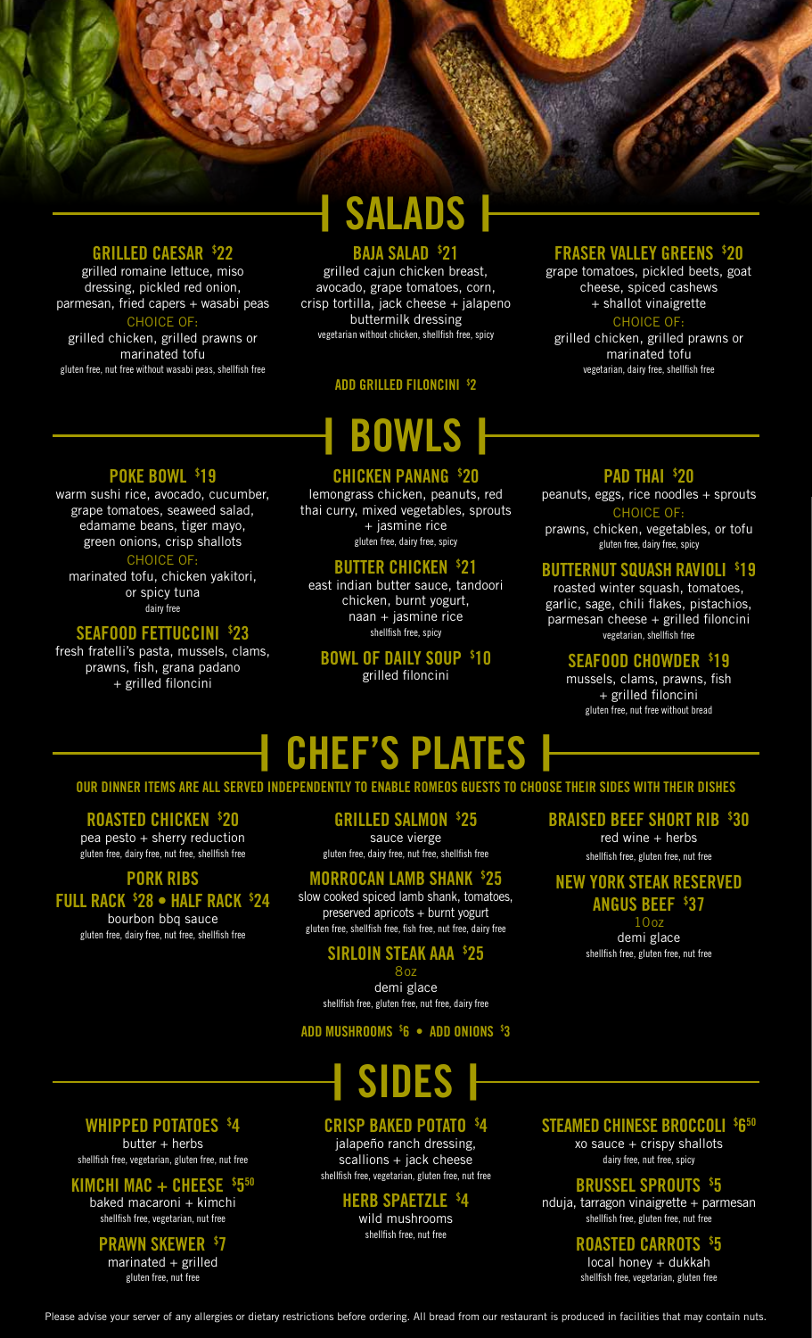# SALADS

### GRILLED CAESAR $22

grilled romaine lettuce, miso dressing, pickled red onion, parmesan, fried capers + wasabi peas

CHOICE OF:

grilled chicken, grilled prawns or marinated tofu

gluten free, nut free without wasabi peas, shellfish free

### BAJA SALAD $21

grilled cajun chicken breast, avocado, grape tomatoes, corn, crisp tortilla, jack cheese + jalapeno buttermilk dressing

vegetarian without chicken, shellfish free, spicy

### FRASER VALLEY GREENS $20

grape tomatoes, pickled beets, goat cheese, spiced cashews + shallot vinaigrette

CHOICE OF:

grilled chicken, grilled prawns or marinated tofu

vegetarian, dairy free, shellfish free

**ADD GRILLED FILONCINI $2**

# BOWLS

### POKE BOWL $19

warm sushi rice, avocado, cucumber, grape tomatoes, seaweed salad, edamame beans, tiger mayo, green onions, crisp shallots

CHOICE OF:

marinated tofu, chicken yakitori, or spicy tuna

dairy free

### SEAFOOD FETTUCCINI $23

fresh fratelli's pasta, mussels, clams, prawns, fish, grana padano + grilled filoncini

### CHICKEN PANANG $20

lemongrass chicken, peanuts, red thai curry, mixed vegetables, sprouts + jasmine rice

gluten free, dairy free, spicy

### BUTTER CHICKEN $21

east indian butter sauce, tandoori chicken, burnt yogurt, naan + jasmine rice

shellfish free, spicy

### BOWL OF DAILY SOUP $10

grilled filoncini

### PAD THAI $20

peanuts, eggs, rice noodles + sprouts

CHOICE OF:

prawns, chicken, vegetables, or tofu

gluten free, dairy free, spicy

### BUTTERNUT SQUASH RAVIOLI $19

roasted winter squash, tomatoes, garlic, sage, chili flakes, pistachios, parmesan cheese + grilled filoncini

vegetarian, shellfish free

### SEAFOOD CHOWDER $19

mussels, clams, prawns, fish + grilled filoncini

gluten free, nut free without bread

# CHEF'S PLATES

**OUR DINNER ITEMS ARE ALL SERVED INDEPENDENTLY TO ENABLE ROMEOS GUESTS TO CHOOSE THEIR SIDES WITH THEIR DISHES**

### ROASTED CHICKEN $20

pea pesto + sherry reduction

gluten free, dairy free, nut free, shellfish free

### PORK RIBS
### FULL RACK $28 • HALF RACK $24

bourbon bbq sauce

gluten free, dairy free, nut free, shellfish free

### GRILLED SALMON $25

sauce vierge

gluten free, dairy free, nut free, shellfish free

### MORROCAN LAMB SHANK $25

slow cooked spiced lamb shank, tomatoes, preserved apricots + burnt yogurt

gluten free, shellfish free, fish free, nut free, dairy free

### SIRLOIN STEAK AAA $25

8oz

demi glace

shellfish free, gluten free, nut free, dairy free

### BRAISED BEEF SHORT RIB $30

red wine + herbs

shellfish free, gluten free, nut free

### NEW YORK STEAK RESERVED ANGUS BEEF $37

10oz

demi glace

shellfish free, gluten free, nut free

**ADD MUSHROOMS $6 • ADD ONIONS $3**

# SIDES

### WHIPPED POTATOES $4

butter + herbs

shellfish free, vegetarian, gluten free, nut free

### KIMCHI MAC + CHEESE $5.50

baked macaroni + kimchi

shellfish free, vegetarian, nut free

### PRAWN SKEWER $7

marinated + grilled

gluten free, nut free

### CRISP BAKED POTATO $4

jalapeño ranch dressing, scallions + jack cheese

shellfish free, vegetarian, gluten free, nut free

### HERB SPAETZLE $4

wild mushrooms

shellfish free, nut free

### STEAMED CHINESE BROCCOLI $6.50

xo sauce + crispy shallots

dairy free, nut free, spicy

### BRUSSEL SPROUTS $5

nduja, tarragon vinaigrette + parmesan

shellfish free, gluten free, nut free

### ROASTED CARROTS $5

local honey + dukkah

shellfish free, vegetarian, gluten free

Please advise your server of any allergies or dietary restrictions before ordering. All bread from our restaurant is produced in facilities that may contain nuts.